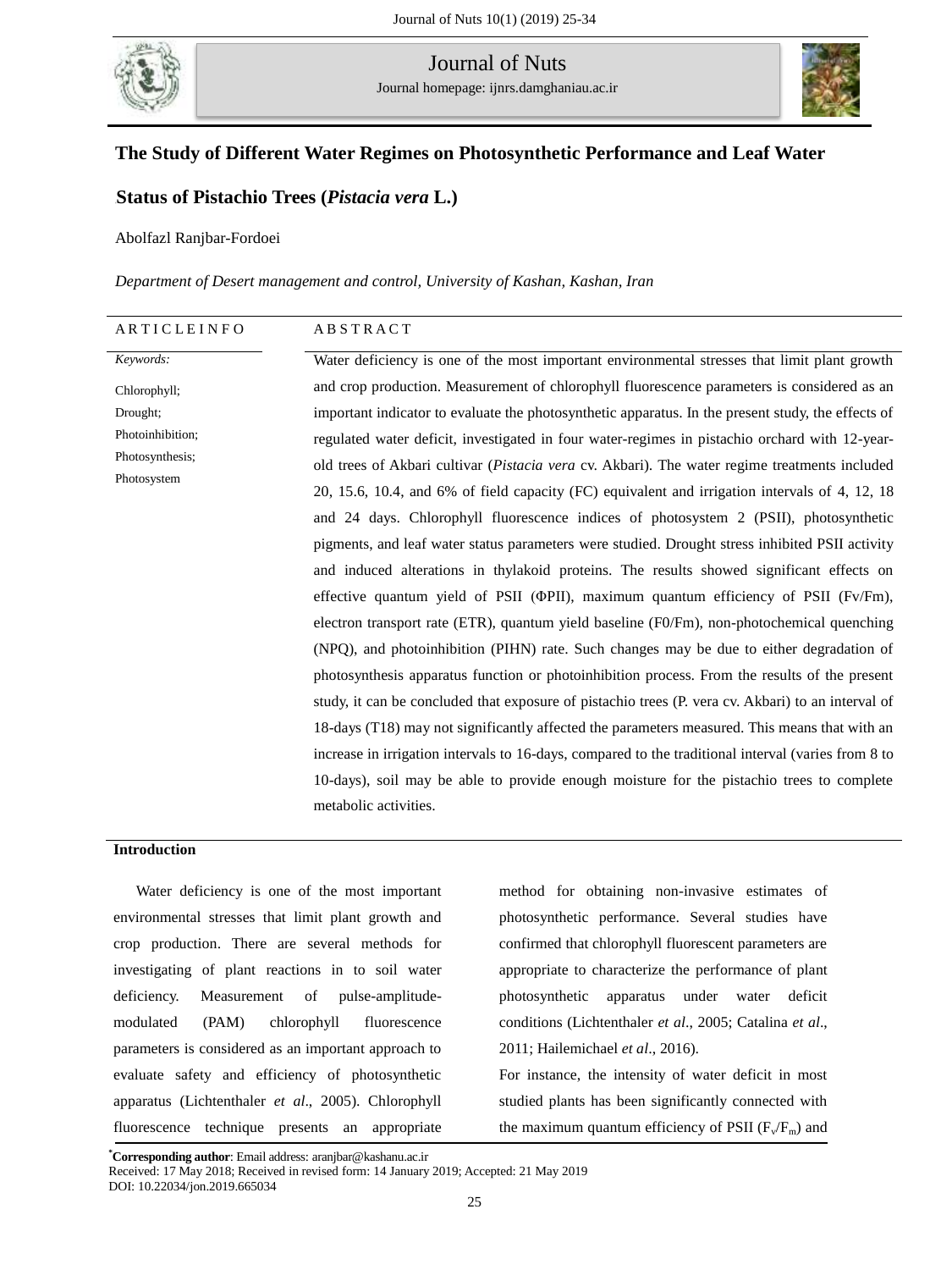# The Study of Different Water Regimes on Photosynthetic Performance and Leaf Water Status of Pistachio Trees (*Pistacia vera* L.)

Abolfazl Ranjbar-Fordoei

*Department of Desert management and control, University of Kashan, Kashan, Iran*

**ARTICLE INFO**

*Keywords:*

Chlorophyll;
Drought;
Photoinhibition;
Photosynthesis;
Photosystem

**ABSTRACT**

Water deficiency is one of the most important environmental stresses that limit plant growth and crop production. Measurement of chlorophyll fluorescence parameters is considered as an important indicator to evaluate the photosynthetic apparatus. In the present study, the effects of regulated water deficit, investigated in four water-regimes in pistachio orchard with 12-year-old trees of Akbari cultivar (*Pistacia vera* cv. Akbari). The water regime treatments included 20, 15.6, 10.4, and 6% of field capacity (FC) equivalent and irrigation intervals of 4, 12, 18 and 24 days. Chlorophyll fluorescence indices of photosystem 2 (PSII), photosynthetic pigments, and leaf water status parameters were studied. Drought stress inhibited PSII activity and induced alterations in thylakoid proteins. The results showed significant effects on effective quantum yield of PSII (ΦPII), maximum quantum efficiency of PSII (Fv/Fm), electron transport rate (ETR), quantum yield baseline (F0/Fm), non-photochemical quenching (NPQ), and photoinhibition (PIHN) rate. Such changes may be due to either degradation of photosynthesis apparatus function or photoinhibition process. From the results of the present study, it can be concluded that exposure of pistachio trees (P. vera cv. Akbari) to an interval of 18-days (T18) may not significantly affected the parameters measured. This means that with an increase in irrigation intervals to 16-days, compared to the traditional interval (varies from 8 to 10-days), soil may be able to provide enough moisture for the pistachio trees to complete metabolic activities.

## Introduction

Water deficiency is one of the most important environmental stresses that limit plant growth and crop production. There are several methods for investigating of plant reactions in to soil water deficiency. Measurement of pulse-amplitude-modulated (PAM) chlorophyll fluorescence parameters is considered as an important approach to evaluate safety and efficiency of photosynthetic apparatus (Lichtenthaler *et al*., 2005). Chlorophyll fluorescence technique presents an appropriate method for obtaining non-invasive estimates of photosynthetic performance. Several studies have confirmed that chlorophyll fluorescent parameters are appropriate to characterize the performance of plant photosynthetic apparatus under water deficit conditions (Lichtenthaler *et al*., 2005; Catalina *et al*., 2011; Hailemichael *et al*., 2016).

For instance, the intensity of water deficit in most studied plants has been significantly connected with the maximum quantum efficiency of PSII ($F_v/F_m$) and

*Corresponding author: Email address: aranjbar@kashanu.ac.ir
Received: 17 May 2018; Received in revised form: 14 January 2019; Accepted: 21 May 2019
DOI: 10.22034/jon.2019.665034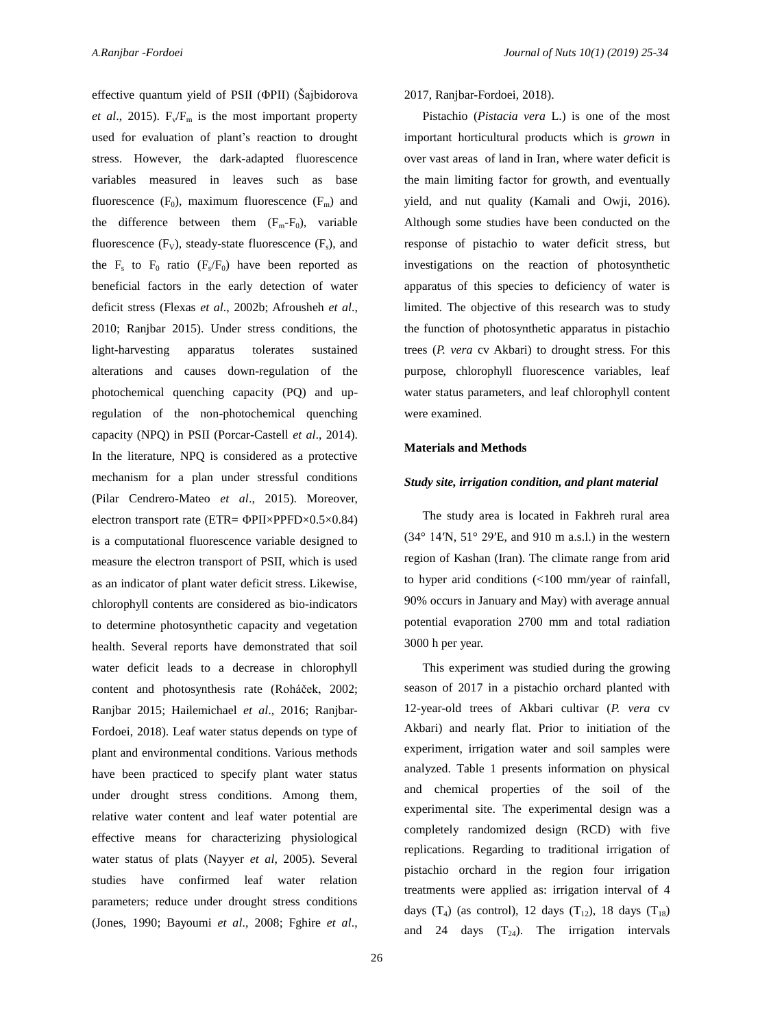effective quantum yield of PSII (ΦPII) (Šajbidorova *et al*., 2015). $F_v/F_m$ is the most important property used for evaluation of plant's reaction to drought stress. However, the dark-adapted fluorescence variables measured in leaves such as base fluorescence ($F_0$), maximum fluorescence ($F_m$) and the difference between them ($F_m$-$F_0$), variable fluorescence ($F_V$), steady-state fluorescence ($F_s$), and the $F_s$ to $F_0$ ratio ($F_s/F_0$) have been reported as beneficial factors in the early detection of water deficit stress (Flexas *et al*., 2002b; Afrousheh *et al*., 2010; Ranjbar 2015). Under stress conditions, the light-harvesting apparatus tolerates sustained alterations and causes down-regulation of the photochemical quenching capacity (PQ) and up-regulation of the non-photochemical quenching capacity (NPQ) in PSII (Porcar-Castell *et al*., 2014). In the literature, NPQ is considered as a protective mechanism for a plan under stressful conditions (Pilar Cendrero-Mateo *et al*., 2015). Moreover, electron transport rate (ETR= ΦPII×PPFD×0.5×0.84) is a computational fluorescence variable designed to measure the electron transport of PSII, which is used as an indicator of plant water deficit stress. Likewise, chlorophyll contents are considered as bio-indicators to determine photosynthetic capacity and vegetation health. Several reports have demonstrated that soil water deficit leads to a decrease in chlorophyll content and photosynthesis rate (Roháček, 2002; Ranjbar 2015; Hailemichael *et al*., 2016; Ranjbar-Fordoei, 2018). Leaf water status depends on type of plant and environmental conditions. Various methods have been practiced to specify plant water status under drought stress conditions. Among them, relative water content and leaf water potential are effective means for characterizing physiological water status of plats (Nayyer *et al*, 2005). Several studies have confirmed leaf water relation parameters; reduce under drought stress conditions (Jones, 1990; Bayoumi *et al*., 2008; Fghire *et al*., 2017, Ranjbar-Fordoei, 2018).

Pistachio (*Pistacia vera* L.) is one of the most important horticultural products which is *grown* in over vast areas of land in Iran, where water deficit is the main limiting factor for growth, and eventually yield, and nut quality (Kamali and Owji, 2016). Although some studies have been conducted on the response of pistachio to water deficit stress, but investigations on the reaction of photosynthetic apparatus of this species to deficiency of water is limited. The objective of this research was to study the function of photosynthetic apparatus in pistachio trees (*P. vera* cv Akbari) to drought stress. For this purpose, chlorophyll fluorescence variables, leaf water status parameters, and leaf chlorophyll content were examined.

## Materials and Methods

### *Study site, irrigation condition, and plant material*

The study area is located in Fakhreh rural area (34° 14′N, 51° 29′E, and 910 m a.s.l.) in the western region of Kashan (Iran). The climate range from arid to hyper arid conditions (<100 mm/year of rainfall, 90% occurs in January and May) with average annual potential evaporation 2700 mm and total radiation 3000 h per year.

This experiment was studied during the growing season of 2017 in a pistachio orchard planted with 12-year-old trees of Akbari cultivar (*P. vera* cv Akbari) and nearly flat. Prior to initiation of the experiment, irrigation water and soil samples were analyzed. Table 1 presents information on physical and chemical properties of the soil of the experimental site. The experimental design was a completely randomized design (RCD) with five replications. Regarding to traditional irrigation of pistachio orchard in the region four irrigation treatments were applied as: irrigation interval of 4 days ($T_4$) (as control), 12 days ($T_{12}$), 18 days ($T_{18}$) and 24 days ($T_{24}$). The irrigation intervals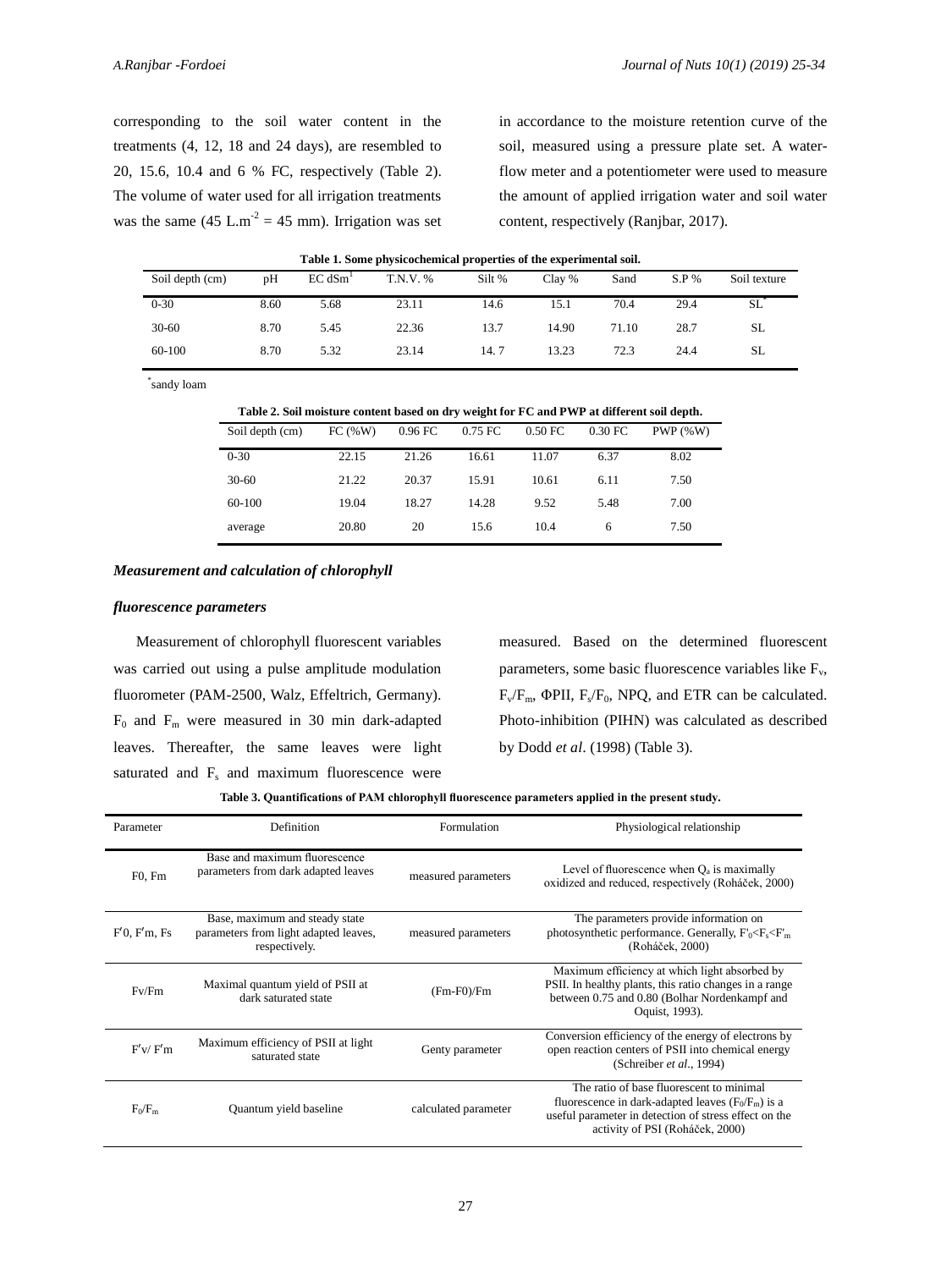corresponding to the soil water content in the treatments (4, 12, 18 and 24 days), are resembled to 20, 15.6, 10.4 and 6 % FC, respectively (Table 2). The volume of water used for all irrigation treatments was the same (45 $L.m^{-2}$ = 45 mm). Irrigation was set in accordance to the moisture retention curve of the soil, measured using a pressure plate set. A water-flow meter and a potentiometer were used to measure the amount of applied irrigation water and soil water content, respectively (Ranjbar, 2017).

**Table 1. Some physicochemical properties of the experimental soil.**

| Soil depth (cm) | pH | EC $dSm^{1}$ | T.N.V. % | Silt % | Clay % | Sand | S.P % | Soil texture |
|---|---|---|---|---|---|---|---|---|
| 0-30 | 8.60 | 5.68 | 23.11 | 14.6 | 15.1 | 70.4 | 29.4 | SL* |
| 30-60 | 8.70 | 5.45 | 22.36 | 13.7 | 14.90 | 71.10 | 28.7 | SL |
| 60-100 | 8.70 | 5.32 | 23.14 | 14. 7 | 13.23 | 72.3 | 24.4 | SL |

*sandy loam

**Table 2. Soil moisture content based on dry weight for FC and PWP at different soil depth.**

| Soil depth (cm) | FC (%W) | 0.96 FC | 0.75 FC | 0.50 FC | 0.30 FC | PWP (%W) |
|---|---|---|---|---|---|---|
| 0-30 | 22.15 | 21.26 | 16.61 | 11.07 | 6.37 | 8.02 |
| 30-60 | 21.22 | 20.37 | 15.91 | 10.61 | 6.11 | 7.50 |
| 60-100 | 19.04 | 18.27 | 14.28 | 9.52 | 5.48 | 7.00 |
| average | 20.80 | 20 | 15.6 | 10.4 | 6 | 7.50 |

***Measurement and calculation of chlorophyll fluorescence parameters***

Measurement of chlorophyll fluorescent variables was carried out using a pulse amplitude modulation fluorometer (PAM-2500, Walz, Effeltrich, Germany). $F_0$ and $F_m$ were measured in 30 min dark-adapted leaves. Thereafter, the same leaves were light saturated and $F_s$ and maximum fluorescence were measured. Based on the determined fluorescent parameters, some basic fluorescence variables like $F_v$, $F_v/F_m$, ΦPII, $F_s/F_0$, NPQ, and ETR can be calculated. Photo-inhibition (PIHN) was calculated as described by Dodd *et al*. (1998) (Table 3).

**Table 3. Quantifications of PAM chlorophyll fluorescence parameters applied in the present study.**

| Parameter | Definition | Formulation | Physiological relationship |
|---|---|---|---|
| F0, Fm | Base and maximum fluorescence parameters from dark adapted leaves | measured parameters | Level of fluorescence when $Q_a$ is maximally oxidized and reduced, respectively (Roháček, 2000) |
| F′0, F′m, Fs | Base, maximum and steady state parameters from light adapted leaves, respectively. | measured parameters | The parameters provide information on photosynthetic performance. Generally, $F'_0<F_s<F'_m$ (Roháček, 2000) |
| Fv/Fm | Maximal quantum yield of PSII at dark saturated state | (Fm-F0)/Fm | Maximum efficiency at which light absorbed by PSII. In healthy plants, this ratio changes in a range between 0.75 and 0.80 (Bolhar Nordenkampf and Oquist, 1993). |
| F′v/ F′m | Maximum efficiency of PSII at light saturated state | Genty parameter | Conversion efficiency of the energy of electrons by open reaction centers of PSII into chemical energy (Schreiber *et al*., 1994) |
| $F_0/F_m$ | Quantum yield baseline | calculated parameter | The ratio of base fluorescent to minimal fluorescence in dark-adapted leaves ($F_0/F_m$) is a useful parameter in detection of stress effect on the activity of PSI (Roháček, 2000) |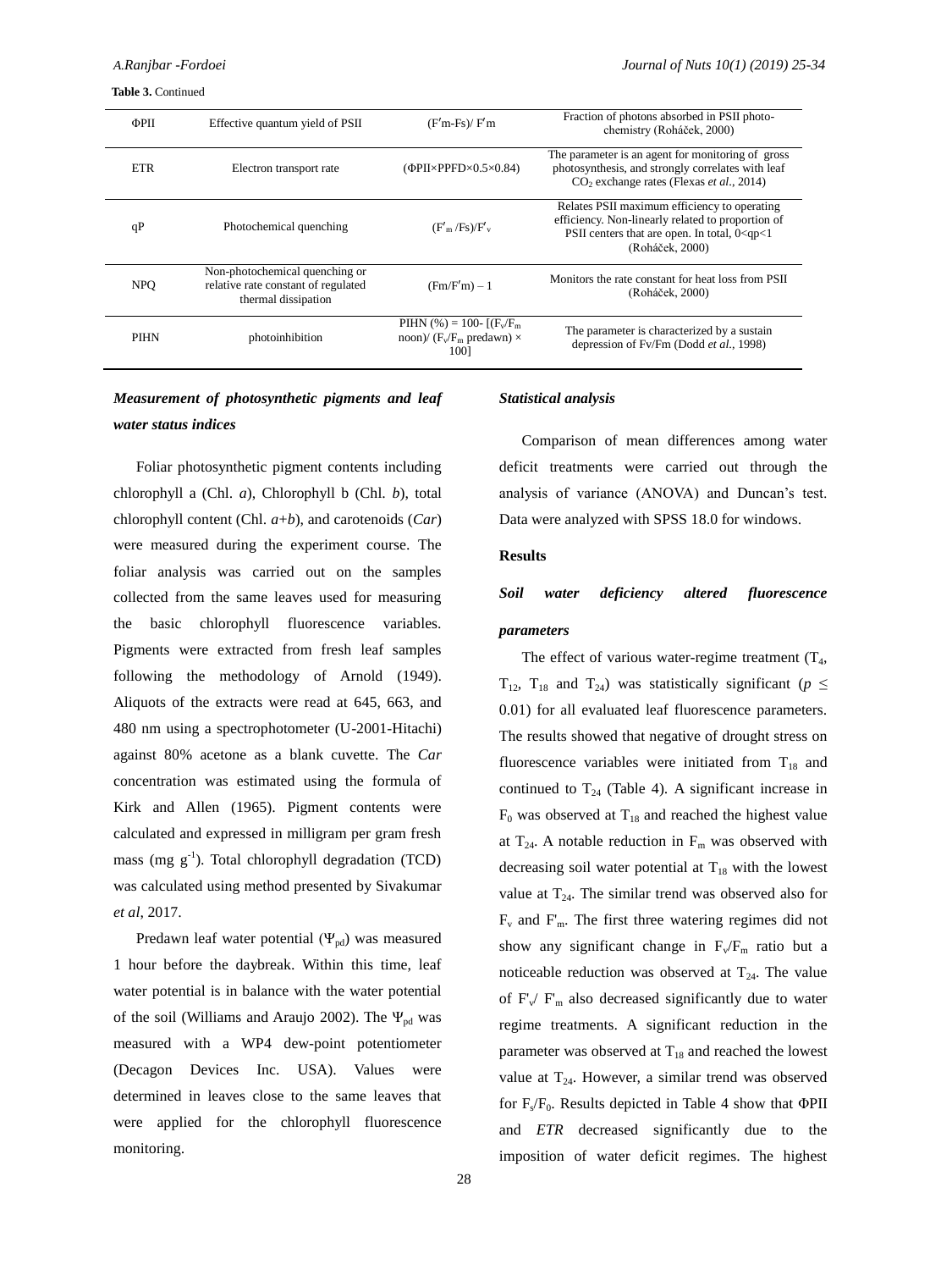**Table 3.** Continued

| | | | |
|---|---|---|---|
| ΦPII | Effective quantum yield of PSII | $(F'm\text{-}Fs)/F'm$ | Fraction of photons absorbed in PSII photo-chemistry (Roháček, 2000) |
| ETR | Electron transport rate | $(\Phi PII \times PPFD \times 0.5 \times 0.84)$ | The parameter is an agent for monitoring of gross photosynthesis, and strongly correlates with leaf $CO_2$ exchange rates (Flexas *et al.*, 2014) |
| qP | Photochemical quenching | $(F'_m/Fs)/F'_v$ | Relates PSII maximum efficiency to operating efficiency. Non-linearly related to proportion of PSII centers that are open. In total, $0<qp<1$ (Roháček, 2000) |
| NPQ | Non-photochemical quenching or relative rate constant of regulated thermal dissipation | $(Fm/F'm) - 1$ | Monitors the rate constant for heat loss from PSII (Roháček, 2000) |
| PIHN | photoinhibition | PIHN (%) = 100- [($F_v/F_m$ noon)/ ($F_v/F_m$ predawn) × 100] | The parameter is characterized by a sustain depression of Fv/Fm (Dodd *et al.*, 1998) |

### *Measurement of photosynthetic pigments and leaf water status indices*

Foliar photosynthetic pigment contents including chlorophyll a (Chl. *a*), Chlorophyll b (Chl. *b*), total chlorophyll content (Chl. *a*+*b*), and carotenoids (*Car*) were measured during the experiment course. The foliar analysis was carried out on the samples collected from the same leaves used for measuring the basic chlorophyll fluorescence variables. Pigments were extracted from fresh leaf samples following the methodology of Arnold (1949). Aliquots of the extracts were read at 645, 663, and 480 nm using a spectrophotometer (U-2001-Hitachi) against 80% acetone as a blank cuvette. The *Car* concentration was estimated using the formula of Kirk and Allen (1965). Pigment contents were calculated and expressed in milligram per gram fresh mass (mg $g^{-1}$). Total chlorophyll degradation (TCD) was calculated using method presented by Sivakumar *et al*, 2017.

Predawn leaf water potential ($\Psi_{pd}$) was measured 1 hour before the daybreak. Within this time, leaf water potential is in balance with the water potential of the soil (Williams and Araujo 2002). The $\Psi_{pd}$ was measured with a WP4 dew-point potentiometer (Decagon Devices Inc. USA). Values were determined in leaves close to the same leaves that were applied for the chlorophyll fluorescence monitoring.

### *Statistical analysis*

Comparison of mean differences among water deficit treatments were carried out through the analysis of variance (ANOVA) and Duncan's test. Data were analyzed with SPSS 18.0 for windows.

## Results

### *Soil water deficiency altered fluorescence parameters*

The effect of various water-regime treatment ($T_4$, $T_{12}$, $T_{18}$ and $T_{24}$) was statistically significant ($p \leq 0.01$) for all evaluated leaf fluorescence parameters. The results showed that negative of drought stress on fluorescence variables were initiated from $T_{18}$ and continued to $T_{24}$ (Table 4). A significant increase in $F_0$ was observed at $T_{18}$ and reached the highest value at $T_{24}$. A notable reduction in $F_m$ was observed with decreasing soil water potential at $T_{18}$ with the lowest value at $T_{24}$. The similar trend was observed also for $F_v$ and $F'_m$. The first three watering regimes did not show any significant change in $F_v/F_m$ ratio but a noticeable reduction was observed at $T_{24}$. The value of $F'_v/F'_m$ also decreased significantly due to water regime treatments. A significant reduction in the parameter was observed at $T_{18}$ and reached the lowest value at $T_{24}$. However, a similar trend was observed for $F_s/F_0$. Results depicted in Table 4 show that ΦPII and *ETR* decreased significantly due to the imposition of water deficit regimes. The highest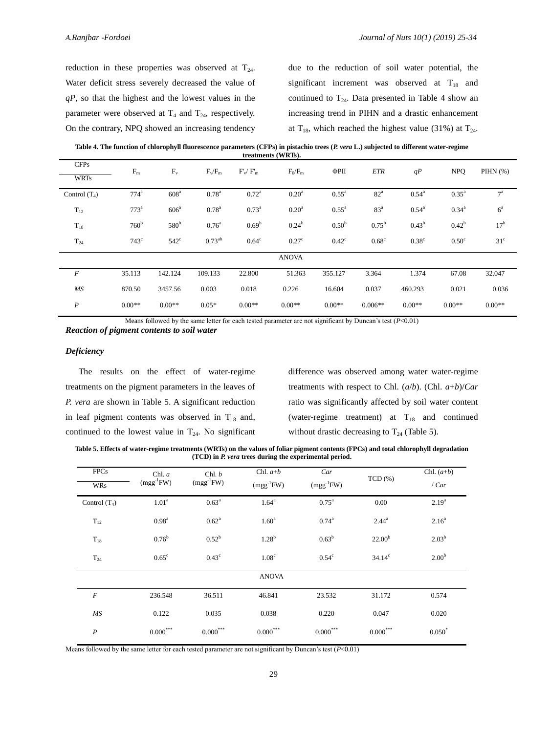reduction in these properties was observed at $T_{24}$. Water deficit stress severely decreased the value of *qP*, so that the highest and the lowest values in the parameter were observed at $T_4$ and $T_{24}$, respectively. On the contrary, NPQ showed an increasing tendency due to the reduction of soil water potential, the significant increment was observed at $T_{18}$ and continued to $T_{24}$. Data presented in Table 4 show an increasing trend in PIHN and a drastic enhancement at $T_{18}$, which reached the highest value (31%) at $T_{24}$.

**Table 4. The function of chlorophyll fluorescence parameters (CFPs) in pistachio trees (*P. vera* L.) subjected to different water-regime treatments (WRTs).**

| CFPs / WRTs | $F_m$ | $F_v$ | $F_v/F_m$ | $F'_v/F'_m$ | $F_0/F_m$ | ΦPII | *ETR* | *qP* | NPQ | PIHN (%) |
|---|---|---|---|---|---|---|---|---|---|---|
| Control ($T_4$) | 774[a] | 608[a] | 0.78[a] | 0.72[a] | 0.20[a] | 0.55[a] | 82[a] | 0.54[a] | 0.35[a] | 7[a] |
| $T_{12}$ | 773[a] | 606[a] | 0.78[a] | 0.73[a] | 0.20[a] | 0.55[a] | 83[a] | 0.54[a] | 0.34[a] | 6[a] |
| $T_{18}$ | 760[b] | 580[b] | 0.76[a] | 0.69[b] | 0.24[b] | 0.50[b] | 0.75[b] | 0.43[b] | 0.42[b] | 17[b] |
| $T_{24}$ | 743[c] | 542[c] | 0.73[ab] | 0.64[c] | 0.27[c] | 0.42[c] | 0.68[c] | 0.38[c] | 0.50[c] | 31[c] |
| **ANOVA** | | | | | | | | | | |
| *F* | 35.113 | 142.124 | 109.133 | 22.800 | 51.363 | 355.127 | 3.364 | 1.374 | 67.08 | 32.047 |
| *MS* | 870.50 | 3457.56 | 0.003 | 0.018 | 0.226 | 16.604 | 0.037 | 460.293 | 0.021 | 0.036 |
| *P* | 0.00** | 0.00** | 0.05* | 0.00** | 0.00** | 0.00** | 0.006** | 0.00** | 0.00** | 0.00** |

Means followed by the same letter for each tested parameter are not significant by Duncan's test ($P$<0.01)

### *Reaction of pigment contents to soil water Deficiency*

The results on the effect of water-regime treatments on the pigment parameters in the leaves of *P. vera* are shown in Table 5. A significant reduction in leaf pigment contents was observed in $T_{18}$ and, continued to the lowest value in $T_{24}$. No significant difference was observed among water water-regime treatments with respect to Chl. (*a*/*b*). (Chl. *a*+*b*)/*Car* ratio was significantly affected by soil water content (water-regime treatment) at $T_{18}$ and continued without drastic decreasing to $T_{24}$ (Table 5).

**Table 5. Effects of water-regime treatments (WRTs) on the values of foliar pigment contents (FPCs) and total chlorophyll degradation (TCD) in *P. vera* trees during the experimental period.**

| FPCs / WRs | Chl. *a* ($mgg^{-1}FW$) | Chl. *b* ($mgg^{-1}FW$) | Chl. *a+b* ($mgg^{-1}FW$) | *Car* ($mgg^{-1}FW$) | TCD (%) | Chl. (*a+b*) / *Car* |
|---|---|---|---|---|---|---|
| Control ($T_4$) | 1.01[a] | 0.63[a] | 1.64[a] | 0.75[a] | 0.00 | 2.19[a] |
| $T_{12}$ | 0.98[a] | 0.62[a] | 1.60[a] | 0.74[a] | 2.44[a] | 2.16[a] |
| $T_{18}$ | 0.76[b] | 0.52[b] | 1.28[b] | 0.63[b] | 22.00[b] | 2.03[b] |
| $T_{24}$ | 0.65[c] | 0.43[c] | 1.08[c] | 0.54[c] | 34.14[c] | 2.00[b] |
| **ANOVA** | | | | | | |
| *F* | 236.548 | 36.511 | 46.841 | 23.532 | 31.172 | 0.574 |
| *MS* | 0.122 | 0.035 | 0.038 | 0.220 | 0.047 | 0.020 |
| *P* | 0.000*** | 0.000*** | 0.000*** | 0.000*** | 0.000*** | 0.050* |

Means followed by the same letter for each tested parameter are not significant by Duncan's test ($P$<0.01)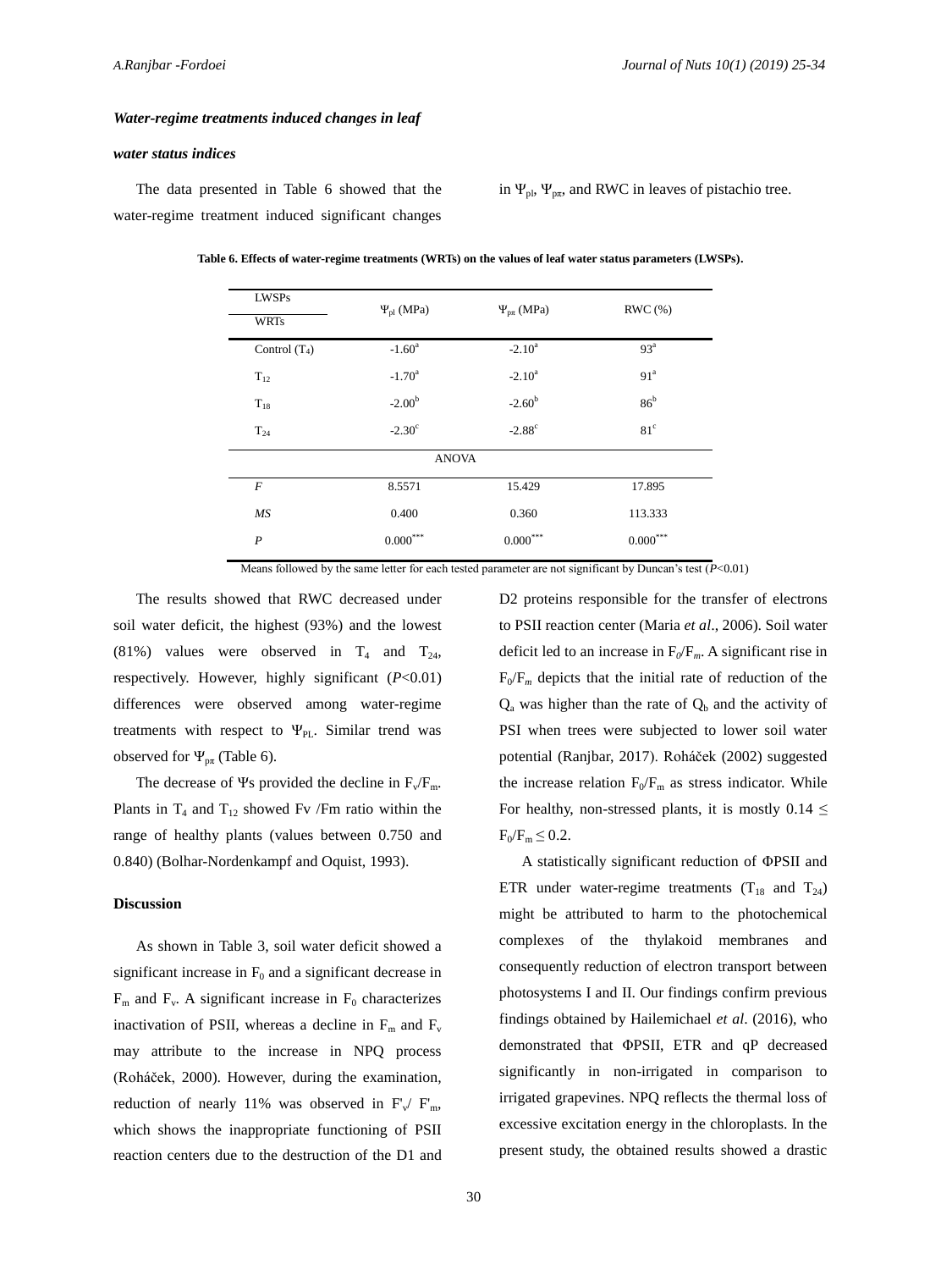***Water-regime treatments induced changes in leaf water status indices***

The data presented in Table 6 showed that the water-regime treatment induced significant changes in $\Psi_{pl}$, $\Psi_{p\pi}$, and RWC in leaves of pistachio tree.

**Table 6. Effects of water-regime treatments (WRTs) on the values of leaf water status parameters (LWSPs).**

| LWSPs / WRTs | $\Psi_{pl}$ (MPa) | $\Psi_{p\pi}$ (MPa) | RWC (%) |
|---|---|---|---|
| Control ($T_4$) | $-1.60^a$ | $-2.10^a$ | $93^a$ |
| $T_{12}$ | $-1.70^a$ | $-2.10^a$ | $91^a$ |
| $T_{18}$ | $-2.00^b$ | $-2.60^b$ | $86^b$ |
| $T_{24}$ | $-2.30^c$ | $-2.88^c$ | $81^c$ |
| ANOVA | | | |
| *F* | 8.5571 | 15.429 | 17.895 |
| *MS* | 0.400 | 0.360 | 113.333 |
| *P* | $0.000^{***}$ | $0.000^{***}$ | $0.000^{***}$ |

Means followed by the same letter for each tested parameter are not significant by Duncan's test ($P$<0.01)

The results showed that RWC decreased under soil water deficit, the highest (93%) and the lowest (81%) values were observed in $T_4$ and $T_{24}$, respectively. However, highly significant ($P$<0.01) differences were observed among water-regime treatments with respect to $\Psi_{PL}$. Similar trend was observed for $\Psi_{p\pi}$ (Table 6).

The decrease of Ψs provided the decline in $F_v/F_m$. Plants in $T_4$ and $T_{12}$ showed Fv /Fm ratio within the range of healthy plants (values between 0.750 and 0.840) (Bolhar-Nordenkampf and Oquist, 1993).

## Discussion

As shown in Table 3, soil water deficit showed a significant increase in $F_0$ and a significant decrease in $F_m$ and $F_v$. A significant increase in $F_0$ characterizes inactivation of PSII, whereas a decline in $F_m$ and $F_v$ may attribute to the increase in NPQ process (Roháček, 2000). However, during the examination, reduction of nearly 11% was observed in $F'_v/F'_m$, which shows the inappropriate functioning of PSII reaction centers due to the destruction of the D1 and D2 proteins responsible for the transfer of electrons to PSII reaction center (Maria *et al*., 2006). Soil water deficit led to an increase in $F_0/F_m$. A significant rise in $F_0/F_m$ depicts that the initial rate of reduction of the $Q_a$ was higher than the rate of $Q_b$ and the activity of PSI when trees were subjected to lower soil water potential (Ranjbar, 2017). Roháček (2002) suggested the increase relation $F_0/F_m$ as stress indicator. While For healthy, non-stressed plants, it is mostly $0.14 \leq F_0/F_m \leq 0.2$.

A statistically significant reduction of ΦPSII and ETR under water-regime treatments ($T_{18}$ and $T_{24}$) might be attributed to harm to the photochemical complexes of the thylakoid membranes and consequently reduction of electron transport between photosystems I and II. Our findings confirm previous findings obtained by Hailemichael *et al*. (2016), who demonstrated that ΦPSII, ETR and qP decreased significantly in non-irrigated in comparison to irrigated grapevines. NPQ reflects the thermal loss of excessive excitation energy in the chloroplasts. In the present study, the obtained results showed a drastic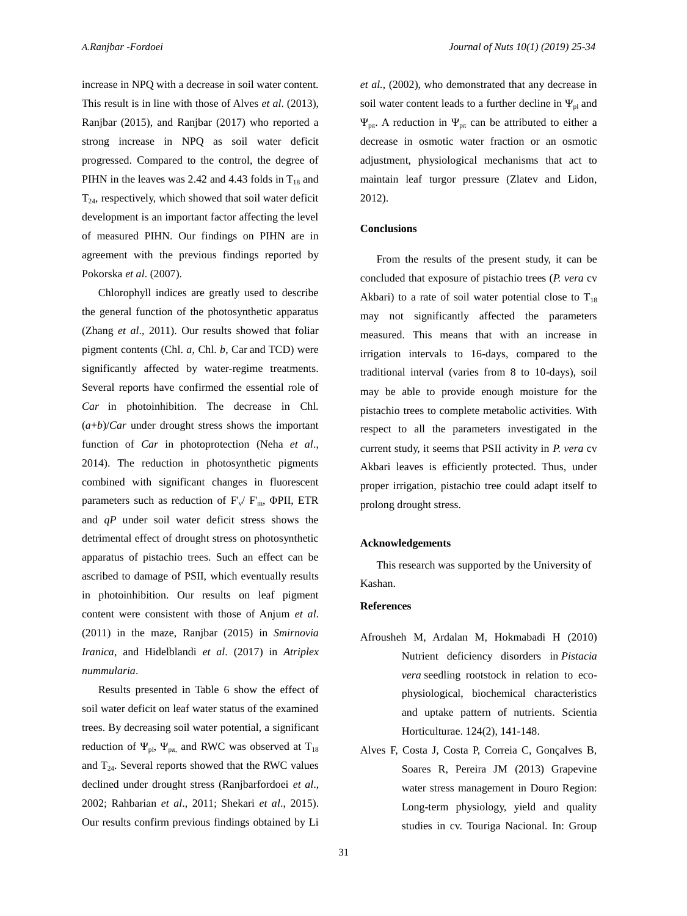increase in NPQ with a decrease in soil water content. This result is in line with those of Alves *et al*. (2013), Ranjbar (2015), and Ranjbar (2017) who reported a strong increase in NPQ as soil water deficit progressed. Compared to the control, the degree of PIHN in the leaves was 2.42 and 4.43 folds in $T_{18}$ and $T_{24}$, respectively, which showed that soil water deficit development is an important factor affecting the level of measured PIHN. Our findings on PIHN are in agreement with the previous findings reported by Pokorska *et al*. (2007).

Chlorophyll indices are greatly used to describe the general function of the photosynthetic apparatus (Zhang *et al*., 2011). Our results showed that foliar pigment contents (Chl. *a*, Chl. *b*, Car and TCD) were significantly affected by water-regime treatments. Several reports have confirmed the essential role of *Car* in photoinhibition. The decrease in Chl. (*a*+*b*)/*Car* under drought stress shows the important function of *Car* in photoprotection (Neha *et al*., 2014). The reduction in photosynthetic pigments combined with significant changes in fluorescent parameters such as reduction of $F'_v/F'_m$, ΦPII, ETR and *qP* under soil water deficit stress shows the detrimental effect of drought stress on photosynthetic apparatus of pistachio trees. Such an effect can be ascribed to damage of PSII, which eventually results in photoinhibition. Our results on leaf pigment content were consistent with those of Anjum *et al*. (2011) in the maze, Ranjbar (2015) in *Smirnovia Iranica*, and Hidelblandi *et al*. (2017) in *Atriplex nummularia*.

Results presented in Table 6 show the effect of soil water deficit on leaf water status of the examined trees. By decreasing soil water potential, a significant reduction of $\Psi_{pl}$, $\Psi_{p\pi}$, and RWC was observed at $T_{18}$ and $T_{24}$. Several reports showed that the RWC values declined under drought stress (Ranjbarfordoei *et al*., 2002; Rahbarian *et al*., 2011; Shekari *et al*., 2015). Our results confirm previous findings obtained by Li *et al.*, (2002), who demonstrated that any decrease in soil water content leads to a further decline in $\Psi_{pl}$ and $\Psi_{p\pi}$. A reduction in $\Psi_{p\pi}$ can be attributed to either a decrease in osmotic water fraction or an osmotic adjustment, physiological mechanisms that act to maintain leaf turgor pressure (Zlatev and Lidon, 2012).

## Conclusions

From the results of the present study, it can be concluded that exposure of pistachio trees (*P. vera* cv Akbari) to a rate of soil water potential close to $T_{18}$ may not significantly affected the parameters measured. This means that with an increase in irrigation intervals to 16-days, compared to the traditional interval (varies from 8 to 10-days), soil may be able to provide enough moisture for the pistachio trees to complete metabolic activities. With respect to all the parameters investigated in the current study, it seems that PSII activity in *P. vera* cv Akbari leaves is efficiently protected. Thus, under proper irrigation, pistachio tree could adapt itself to prolong drought stress.

## Acknowledgements

This research was supported by the University of Kashan.

## References

Afrousheh M, Ardalan M, Hokmabadi H (2010) Nutrient deficiency disorders in *Pistacia vera* seedling rootstock in relation to eco-physiological, biochemical characteristics and uptake pattern of nutrients. Scientia Horticulturae. 124(2), 141-148.

Alves F, Costa J, Costa P, Correia C, Gonçalves B, Soares R, Pereira JM (2013) Grapevine water stress management in Douro Region: Long-term physiology, yield and quality studies in cv. Touriga Nacional. In: Group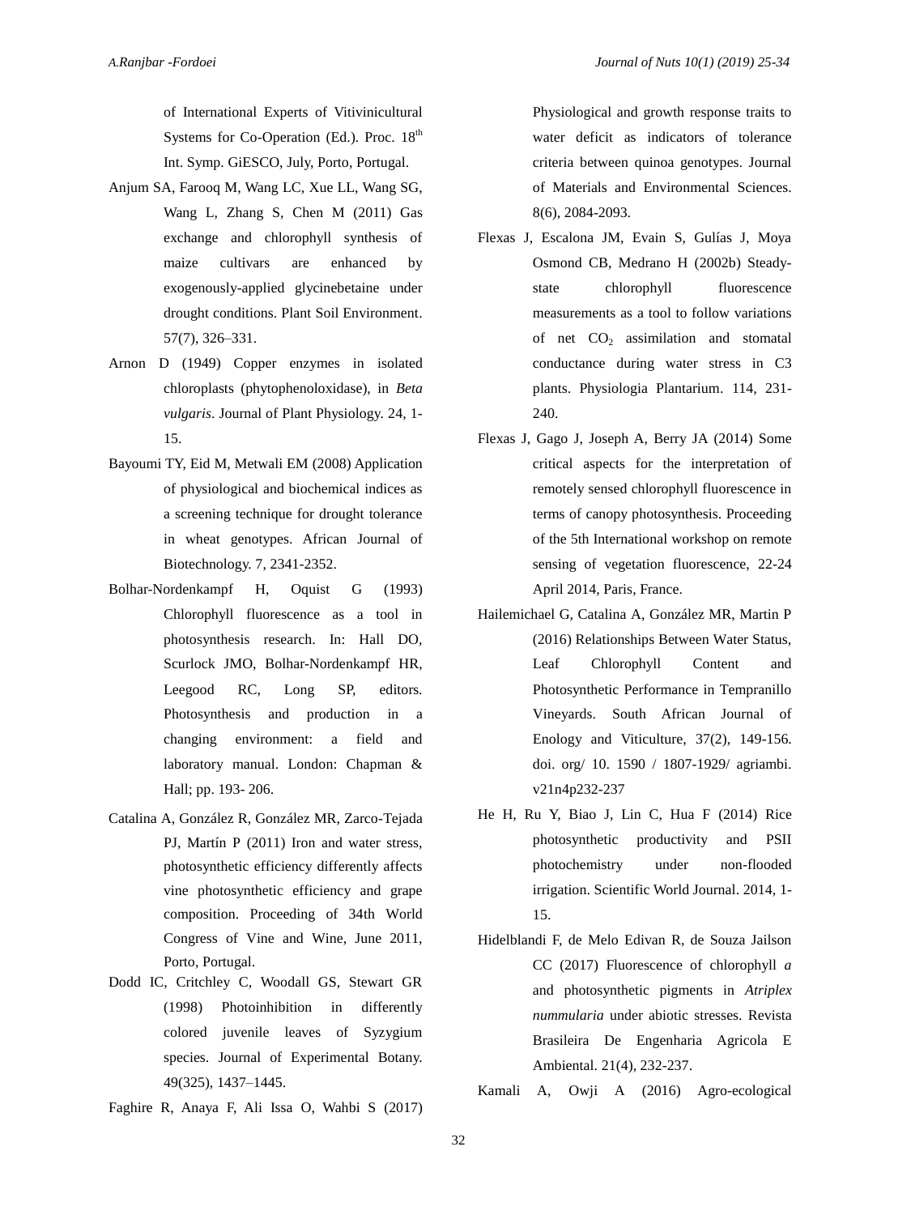of International Experts of Vitivinicultural Systems for Co-Operation (Ed.). Proc. 18th Int. Symp. GiESCO, July, Porto, Portugal.

Anjum SA, Farooq M, Wang LC, Xue LL, Wang SG, Wang L, Zhang S, Chen M (2011) Gas exchange and chlorophyll synthesis of maize cultivars are enhanced by exogenously-applied glycinebetaine under drought conditions. Plant Soil Environment. 57(7), 326–331.

Arnon D (1949) Copper enzymes in isolated chloroplasts (phytophenoloxidase), in *Beta vulgaris*. Journal of Plant Physiology. 24, 1-15.

Bayoumi TY, Eid M, Metwali EM (2008) Application of physiological and biochemical indices as a screening technique for drought tolerance in wheat genotypes. African Journal of Biotechnology. 7, 2341-2352.

Bolhar-Nordenkampf H, Oquist G (1993) Chlorophyll fluorescence as a tool in photosynthesis research. In: Hall DO, Scurlock JMO, Bolhar-Nordenkampf HR, Leegood RC, Long SP, editors. Photosynthesis and production in a changing environment: a field and laboratory manual. London: Chapman & Hall; pp. 193- 206.

Catalina A, González R, González MR, Zarco-Tejada PJ, Martín P (2011) Iron and water stress, photosynthetic efficiency differently affects vine photosynthetic efficiency and grape composition. Proceeding of 34th World Congress of Vine and Wine, June 2011, Porto, Portugal.

Dodd IC, Critchley C, Woodall GS, Stewart GR (1998) Photoinhibition in differently colored juvenile leaves of Syzygium species. Journal of Experimental Botany. 49(325), 1437–1445.

Faghire R, Anaya F, Ali Issa O, Wahbi S (2017) Physiological and growth response traits to water deficit as indicators of tolerance criteria between quinoa genotypes. Journal of Materials and Environmental Sciences. 8(6), 2084-2093.

Flexas J, Escalona JM, Evain S, Gulías J, Moya Osmond CB, Medrano H (2002b) Steady-state chlorophyll fluorescence measurements as a tool to follow variations of net $CO_2$ assimilation and stomatal conductance during water stress in C3 plants. Physiologia Plantarium. 114, 231-240.

Flexas J, Gago J, Joseph A, Berry JA (2014) Some critical aspects for the interpretation of remotely sensed chlorophyll fluorescence in terms of canopy photosynthesis. Proceeding of the 5th International workshop on remote sensing of vegetation fluorescence, 22-24 April 2014, Paris, France.

Hailemichael G, Catalina A, González MR, Martin P (2016) Relationships Between Water Status, Leaf Chlorophyll Content and Photosynthetic Performance in Tempranillo Vineyards. South African Journal of Enology and Viticulture, 37(2), 149-156. doi. org/ 10. 1590 / 1807-1929/ agriambi. v21n4p232-237

He H, Ru Y, Biao J, Lin C, Hua F (2014) Rice photosynthetic productivity and PSII photochemistry under non-flooded irrigation. Scientific World Journal. 2014, 1-15.

Hidelblandi F, de Melo Edivan R, de Souza Jailson CC (2017) Fluorescence of chlorophyll *a* and photosynthetic pigments in *Atriplex nummularia* under abiotic stresses. Revista Brasileira De Engenharia Agricola E Ambiental. 21(4), 232-237.

Kamali A, Owji A (2016) Agro-ecological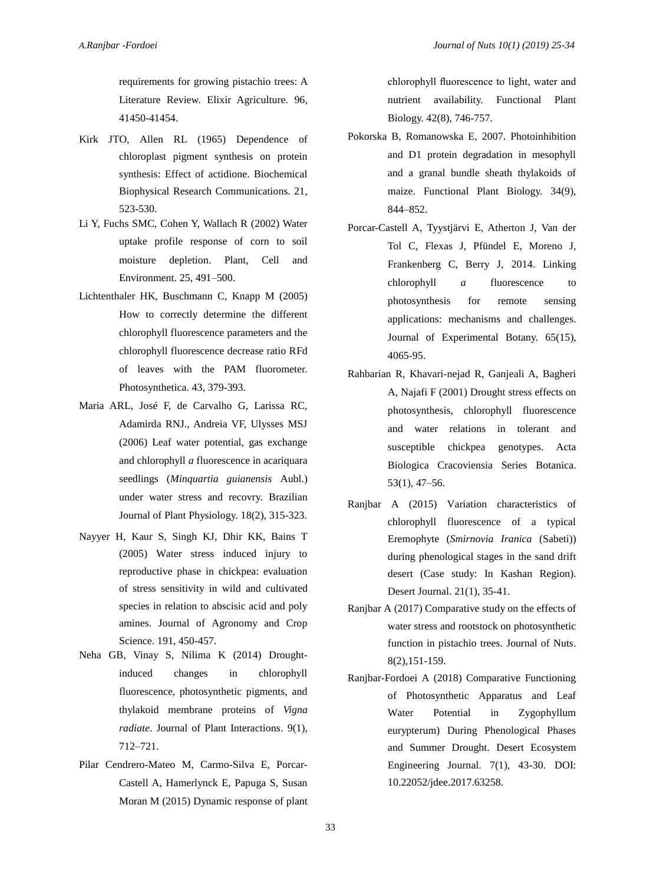requirements for growing pistachio trees: A Literature Review. Elixir Agriculture. 96, 41450-41454.

Kirk JTO, Allen RL (1965) Dependence of chloroplast pigment synthesis on protein synthesis: Effect of actidione. Biochemical Biophysical Research Communications. 21, 523-530.

Li Y, Fuchs SMC, Cohen Y, Wallach R (2002) Water uptake profile response of corn to soil moisture depletion. Plant, Cell and Environment. 25, 491–500.

Lichtenthaler HK, Buschmann C, Knapp M (2005) How to correctly determine the different chlorophyll fluorescence parameters and the chlorophyll fluorescence decrease ratio RFd of leaves with the PAM fluorometer. Photosynthetica. 43, 379-393.

Maria ARL, José F, de Carvalho G, Larissa RC, Adamirda RNJ., Andreia VF, Ulysses MSJ (2006) Leaf water potential, gas exchange and chlorophyll *a* fluorescence in acariquara seedlings (*Minquartia guianensis* Aubl.) under water stress and recovry. Brazilian Journal of Plant Physiology. 18(2), 315-323.

Nayyer H, Kaur S, Singh KJ, Dhir KK, Bains T (2005) Water stress induced injury to reproductive phase in chickpea: evaluation of stress sensitivity in wild and cultivated species in relation to abscisic acid and poly amines. Journal of Agronomy and Crop Science. 191, 450-457.

Neha GB, Vinay S, Nilima K (2014) Drought-induced changes in chlorophyll fluorescence, photosynthetic pigments, and thylakoid membrane proteins of *Vigna radiate*. Journal of Plant Interactions. 9(1), 712–721.

Pilar Cendrero-Mateo M, Carmo-Silva E, Porcar-Castell A, Hamerlynck E, Papuga S, Susan Moran M (2015) Dynamic response of plant chlorophyll fluorescence to light, water and nutrient availability. Functional Plant Biology. 42(8), 746-757.

Pokorska B, Romanowska E, 2007. Photoinhibition and D1 protein degradation in mesophyll and a granal bundle sheath thylakoids of maize. Functional Plant Biology. 34(9), 844–852.

Porcar-Castell A, Tyystjärvi E, Atherton J, Van der Tol C, Flexas J, Pfündel E, Moreno J, Frankenberg C, Berry J, 2014. Linking chlorophyll *a* fluorescence to photosynthesis for remote sensing applications: mechanisms and challenges. Journal of Experimental Botany. 65(15), 4065-95.

Rahbarian R, Khavari-nejad R, Ganjeali A, Bagheri A, Najafi F (2001) Drought stress effects on photosynthesis, chlorophyll fluorescence and water relations in tolerant and susceptible chickpea genotypes. Acta Biologica Cracoviensia Series Botanica. 53(1), 47–56.

Ranjbar A (2015) Variation characteristics of chlorophyll fluorescence of a typical Eremophyte (*Smirnovia Iranica* (Sabeti)) during phenological stages in the sand drift desert (Case study: In Kashan Region). Desert Journal. 21(1), 35-41.

Ranjbar A (2017) Comparative study on the effects of water stress and rootstock on photosynthetic function in pistachio trees. Journal of Nuts. 8(2),151-159.

Ranjbar-Fordoei A (2018) Comparative Functioning of Photosynthetic Apparatus and Leaf Water Potential in Zygophyllum eurypterum) During Phenological Phases and Summer Drought. Desert Ecosystem Engineering Journal. 7(1), 43-30. DOI: 10.22052/jdee.2017.63258.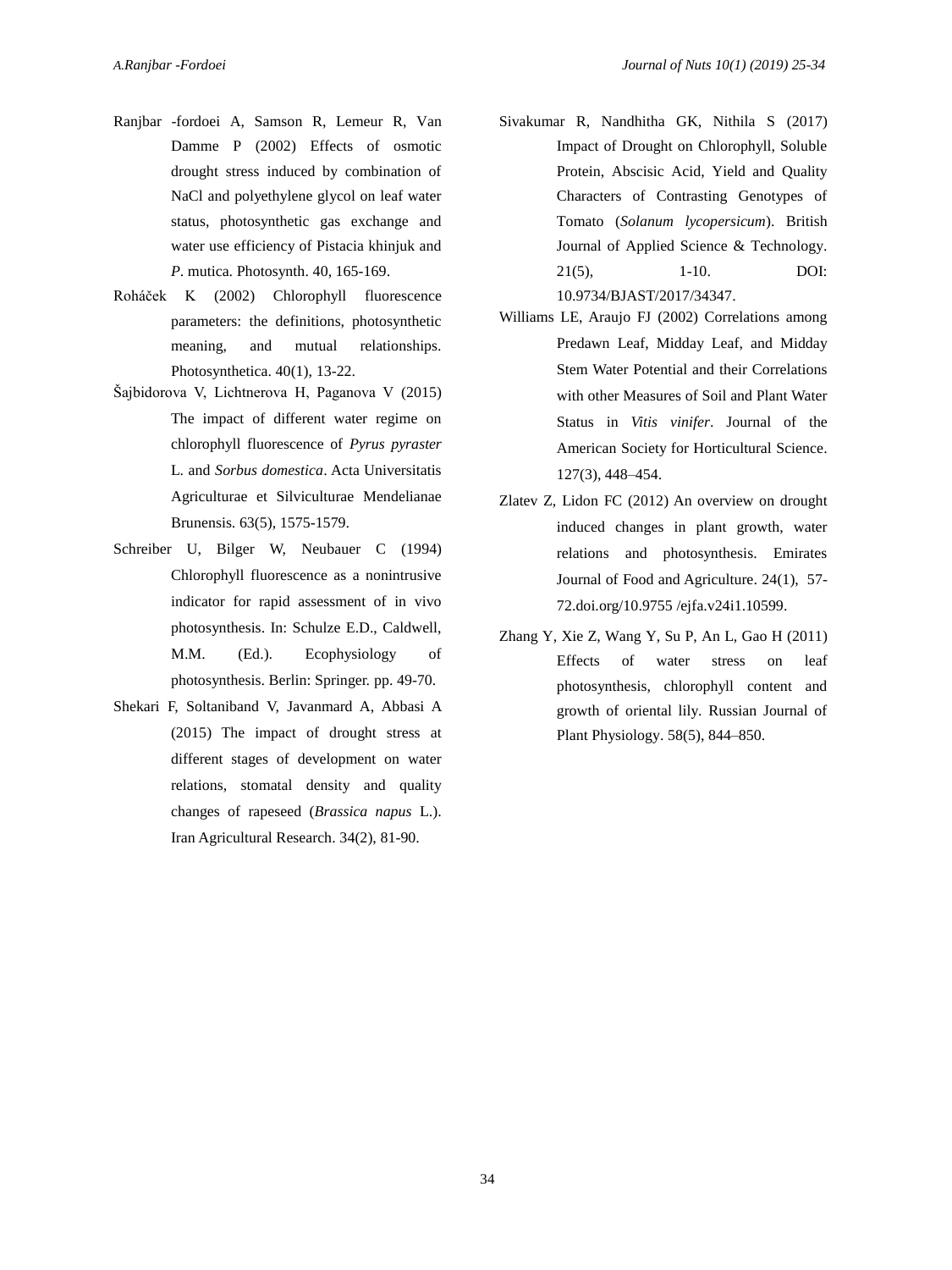Ranjbar -fordoei A, Samson R, Lemeur R, Van Damme P (2002) Effects of osmotic drought stress induced by combination of NaCl and polyethylene glycol on leaf water status, photosynthetic gas exchange and water use efficiency of Pistacia khinjuk and *P*. mutica. Photosynth. 40, 165-169.

Roháček K (2002) Chlorophyll fluorescence parameters: the definitions, photosynthetic meaning, and mutual relationships. Photosynthetica. 40(1), 13-22.

Šajbidorova V, Lichtnerova H, Paganova V (2015) The impact of different water regime on chlorophyll fluorescence of *Pyrus pyraster* L. and *Sorbus domestica*. Acta Universitatis Agriculturae et Silviculturae Mendelianae Brunensis. 63(5), 1575-1579.

Schreiber U, Bilger W, Neubauer C (1994) Chlorophyll fluorescence as a nonintrusive indicator for rapid assessment of in vivo photosynthesis. In: Schulze E.D., Caldwell, M.M. (Ed.). Ecophysiology of photosynthesis. Berlin: Springer. pp. 49-70.

Shekari F, Soltaniband V, Javanmard A, Abbasi A (2015) The impact of drought stress at different stages of development on water relations, stomatal density and quality changes of rapeseed (*Brassica napus* L.). Iran Agricultural Research. 34(2), 81-90.

Sivakumar R, Nandhitha GK, Nithila S (2017) Impact of Drought on Chlorophyll, Soluble Protein, Abscisic Acid, Yield and Quality Characters of Contrasting Genotypes of Tomato (*Solanum lycopersicum*). British Journal of Applied Science & Technology. 21(5), 1-10. DOI: 10.9734/BJAST/2017/34347.

Williams LE, Araujo FJ (2002) Correlations among Predawn Leaf, Midday Leaf, and Midday Stem Water Potential and their Correlations with other Measures of Soil and Plant Water Status in *Vitis vinifer*. Journal of the American Society for Horticultural Science. 127(3), 448–454.

Zlatev Z, Lidon FC (2012) An overview on drought induced changes in plant growth, water relations and photosynthesis. Emirates Journal of Food and Agriculture. 24(1), 57-72.doi.org/10.9755 /ejfa.v24i1.10599.

Zhang Y, Xie Z, Wang Y, Su P, An L, Gao H (2011) Effects of water stress on leaf photosynthesis, chlorophyll content and growth of oriental lily. Russian Journal of Plant Physiology. 58(5), 844–850.